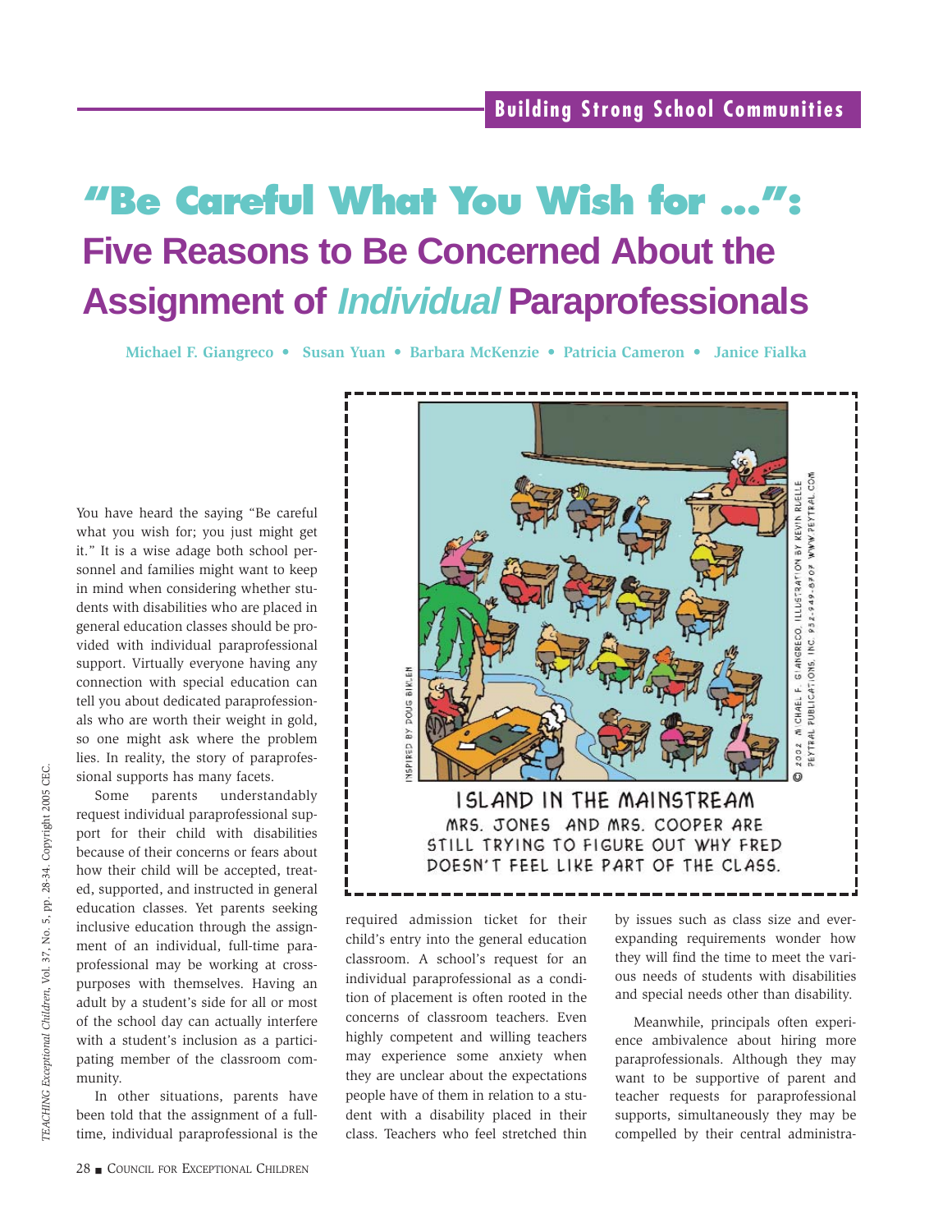Building Strong School Communities

# "Be Careful What You Wish for ...": Five Reasons to Be Concerned About the Assignment of *Individual* Paraprofessionals

**Michael F. Giangreco • Susan Yuan • Barbara McKenzie • Patricia Cameron • Janice Fialka**

ISLAND IN THE MAINSTREAM

MRS. JONES AND MRS. COOPER ARE STILL TRYING TO FIGURE OUT WHY FRED DOESN'T FEEL LIKE PART OF THE CLASS.

You have heard the saying "Be careful what you wish for; you just might get it." It is a wise adage both school personnel and families might want to keep in mind when considering whether students with disabilities who are placed in general education classes should be provided with individual paraprofessional support. Virtually everyone having any connection with special education can tell you about dedicated paraprofessionals who are worth their weight in gold, so one might ask where the problem lies. In reality, the story of paraprofessional supports has many facets.

Some parents understandably request individual paraprofessional support for their child with disabilities because of their concerns or fears about how their child will be accepted, treated, supported, and instructed in general education classes. Yet parents seeking inclusive education through the assignment of an individual, full-time paraprofessional may be working at cross-purposes with themselves. Having an adult by a student's side for all or most of the school day can actually interfere with a student's inclusion as a participating member of the classroom community.

In other situations, parents have been told that the assignment of a full-time, individual paraprofessional is the required admission ticket for their child's entry into the general education classroom. A school's request for an individual paraprofessional as a condition of placement is often rooted in the concerns of classroom teachers. Even highly competent and willing teachers may experience some anxiety when they are unclear about the expectations people have of them in relation to a student with a disability placed in their class. Teachers who feel stretched thin by issues such as class size and ever-expanding requirements wonder how they will find the time to meet the various needs of students with disabilities and special needs other than disability.

Meanwhile, principals often experience ambivalence about hiring more paraprofessionals. Although they may want to be supportive of parent and teacher requests for paraprofessional supports, simultaneously they may be compelled by their central administra-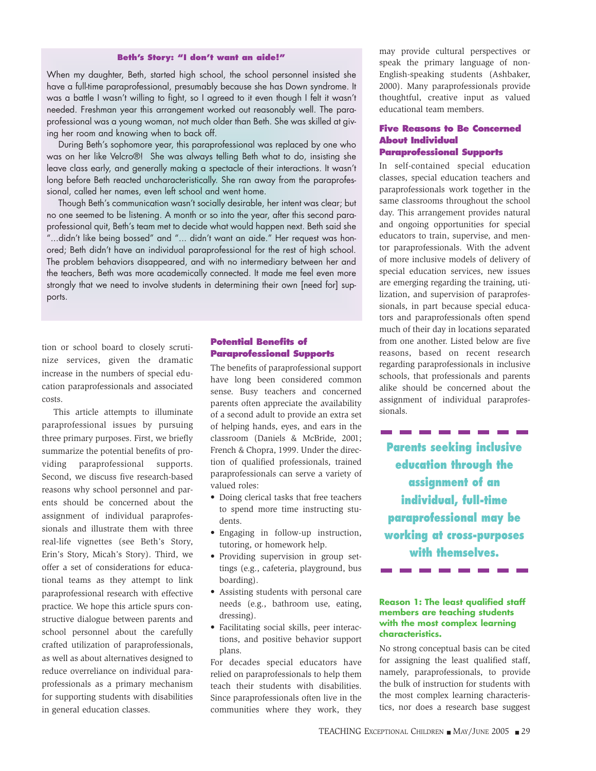### Beth's Story: "I don't want an aide!"

When my daughter, Beth, started high school, the school personnel insisted she have a full-time paraprofessional, presumably because she has Down syndrome. It was a battle I wasn't willing to fight, so I agreed to it even though I felt it wasn't needed. Freshman year this arrangement worked out reasonably well. The paraprofessional was a young woman, not much older than Beth. She was skilled at giving her room and knowing when to back off.

During Beth's sophomore year, this paraprofessional was replaced by one who was on her like Velcro®! She was always telling Beth what to do, insisting she leave class early, and generally making a spectacle of their interactions. It wasn't long before Beth reacted uncharacteristically. She ran away from the paraprofessional, called her names, even left school and went home.

Though Beth's communication wasn't socially desirable, her intent was clear; but no one seemed to be listening. A month or so into the year, after this second paraprofessional quit, Beth's team met to decide what would happen next. Beth said she "...didn't like being bossed" and "... didn't want an aide." Her request was honored; Beth didn't have an individual paraprofessional for the rest of high school. The problem behaviors disappeared, and with no intermediary between her and the teachers, Beth was more academically connected. It made me feel even more strongly that we need to involve students in determining their own [need for] supports.

tion or school board to closely scrutinize services, given the dramatic increase in the numbers of special education paraprofessionals and associated costs.

This article attempts to illuminate paraprofessional issues by pursuing three primary purposes. First, we briefly summarize the potential benefits of providing paraprofessional supports. Second, we discuss five research-based reasons why school personnel and parents should be concerned about the assignment of individual paraprofessionals and illustrate them with three real-life vignettes (see Beth's Story, Erin's Story, Micah's Story). Third, we offer a set of considerations for educational teams as they attempt to link paraprofessional research with effective practice. We hope this article spurs constructive dialogue between parents and school personnel about the carefully crafted utilization of paraprofessionals, as well as about alternatives designed to reduce overreliance on individual paraprofessionals as a primary mechanism for supporting students with disabilities in general education classes.

## Potential Benefits of Paraprofessional Supports

The benefits of paraprofessional support have long been considered common sense. Busy teachers and concerned parents often appreciate the availability of a second adult to provide an extra set of helping hands, eyes, and ears in the classroom (Daniels & McBride, 2001; French & Chopra, 1999. Under the direction of qualified professionals, trained paraprofessionals can serve a variety of valued roles:

- Doing clerical tasks that free teachers to spend more time instructing students.
- Engaging in follow-up instruction, tutoring, or homework help.
- Providing supervision in group settings (e.g., cafeteria, playground, bus boarding).
- Assisting students with personal care needs (e.g., bathroom use, eating, dressing).
- Facilitating social skills, peer interactions, and positive behavior support plans.

For decades special educators have relied on paraprofessionals to help them teach their students with disabilities. Since paraprofessionals often live in the communities where they work, they may provide cultural perspectives or speak the primary language of non-English-speaking students (Ashbaker, 2000). Many paraprofessionals provide thoughtful, creative input as valued educational team members.

## Five Reasons to Be Concerned About Individual Paraprofessional Supports

In self-contained special education classes, special education teachers and paraprofessionals work together in the same classrooms throughout the school day. This arrangement provides natural and ongoing opportunities for special educators to train, supervise, and mentor paraprofessionals. With the advent of more inclusive models of delivery of special education services, new issues are emerging regarding the training, utilization, and supervision of paraprofessionals, in part because special educators and paraprofessionals often spend much of their day in locations separated from one another. Listed below are five reasons, based on recent research regarding paraprofessionals in inclusive schools, that professionals and parents alike should be concerned about the assignment of individual paraprofessionals.

**Parents seeking inclusive education through the assignment of an individual, full-time paraprofessional may be working at cross-purposes with themselves.**

### Reason 1: The least qualified staff members are teaching students with the most complex learning characteristics.

No strong conceptual basis can be cited for assigning the least qualified staff, namely, paraprofessionals, to provide the bulk of instruction for students with the most complex learning characteristics, nor does a research base suggest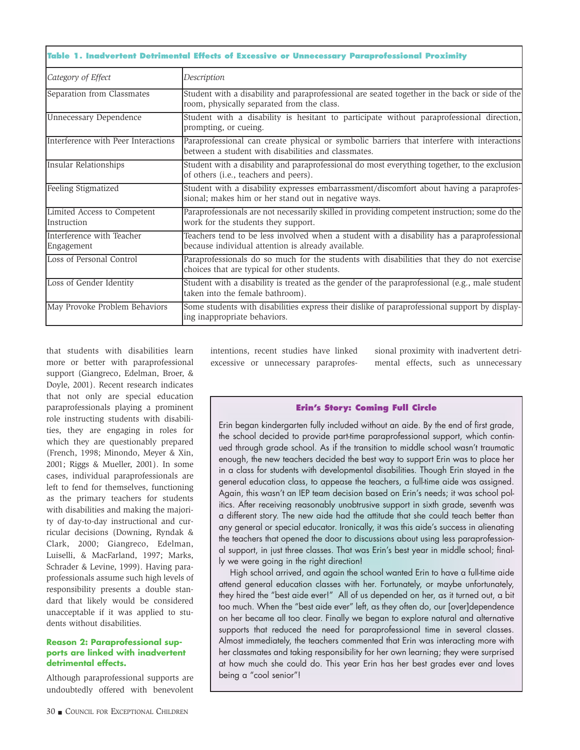**Table 1. Inadvertent Detrimental Effects of Excessive or Unnecessary Paraprofessional Proximity**

| *Category of Effect* | *Description* |
| --- | --- |
| Separation from Classmates | Student with a disability and paraprofessional are seated together in the back or side of the room, physically separated from the class. |
| Unnecessary Dependence | Student with a disability is hesitant to participate without paraprofessional direction, prompting, or cueing. |
| Interference with Peer Interactions | Paraprofessional can create physical or symbolic barriers that interfere with interactions between a student with disabilities and classmates. |
| Insular Relationships | Student with a disability and paraprofessional do most everything together, to the exclusion of others (i.e., teachers and peers). |
| Feeling Stigmatized | Student with a disability expresses embarrassment/discomfort about having a paraprofessional; makes him or her stand out in negative ways. |
| Limited Access to Competent Instruction | Paraprofessionals are not necessarily skilled in providing competent instruction; some do the work for the students they support. |
| Interference with Teacher Engagement | Teachers tend to be less involved when a student with a disability has a paraprofessional because individual attention is already available. |
| Loss of Personal Control | Paraprofessionals do so much for the students with disabilities that they do not exercise choices that are typical for other students. |
| Loss of Gender Identity | Student with a disability is treated as the gender of the paraprofessional (e.g., male student taken into the female bathroom). |
| May Provoke Problem Behaviors | Some students with disabilities express their dislike of paraprofessional support by displaying inappropriate behaviors. |

that students with disabilities learn more or better with paraprofessional support (Giangreco, Edelman, Broer, & Doyle, 2001). Recent research indicates that not only are special education paraprofessionals playing a prominent role instructing students with disabilities, they are engaging in roles for which they are questionably prepared (French, 1998; Minondo, Meyer & Xin, 2001; Riggs & Mueller, 2001). In some cases, individual paraprofessionals are left to fend for themselves, functioning as the primary teachers for students with disabilities and making the majority of day-to-day instructional and curricular decisions (Downing, Ryndak & Clark, 2000; Giangreco, Edelman, Luiselli, & MacFarland, 1997; Marks, Schrader & Levine, 1999). Having paraprofessionals assume such high levels of responsibility presents a double standard that likely would be considered unacceptable if it was applied to students without disabilities.

### Reason 2: Paraprofessional supports are linked with inadvertent detrimental effects.

Although paraprofessional supports are undoubtedly offered with benevolent intentions, recent studies have linked excessive or unnecessary paraprofessional proximity with inadvertent detrimental effects, such as unnecessary

### Erin's Story: Coming Full Circle

Erin began kindergarten fully included without an aide. By the end of first grade, the school decided to provide part-time paraprofessional support, which continued through grade school. As if the transition to middle school wasn't traumatic enough, the new teachers decided the best way to support Erin was to place her in a class for students with developmental disabilities. Though Erin stayed in the general education class, to appease the teachers, a full-time aide was assigned. Again, this wasn't an IEP team decision based on Erin's needs; it was school politics. After receiving reasonably unobtrusive support in sixth grade, seventh was a different story. The new aide had the attitude that she could teach better than any general or special educator. Ironically, it was this aide's success in alienating the teachers that opened the door to discussions about using less paraprofessional support, in just three classes. That was Erin's best year in middle school; finally we were going in the right direction!

High school arrived, and again the school wanted Erin to have a full-time aide attend general education classes with her. Fortunately, or maybe unfortunately, they hired the "best aide ever!" All of us depended on her, as it turned out, a bit too much. When the "best aide ever" left, as they often do, our [over]dependence on her became all too clear. Finally we began to explore natural and alternative supports that reduced the need for paraprofessional time in several classes. Almost immediately, the teachers commented that Erin was interacting more with her classmates and taking responsibility for her own learning; they were surprised at how much she could do. This year Erin has her best grades ever and loves being a "cool senior"!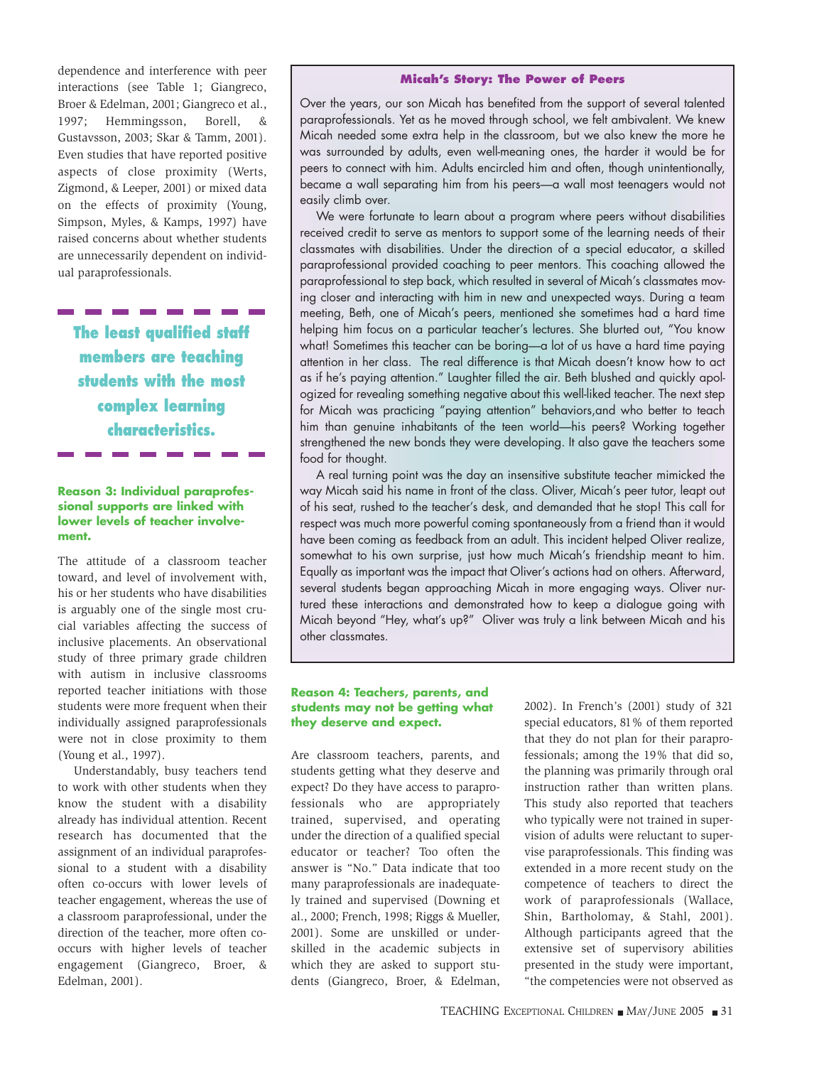dependence and interference with peer interactions (see Table 1; Giangreco, Broer & Edelman, 2001; Giangreco et al., 1997; Hemmingsson, Borell, & Gustavsson, 2003; Skar & Tamm, 2001). Even studies that have reported positive aspects of close proximity (Werts, Zigmond, & Leeper, 2001) or mixed data on the effects of proximity (Young, Simpson, Myles, & Kamps, 1997) have raised concerns about whether students are unnecessarily dependent on individual paraprofessionals.

> **The least qualified staff members are teaching students with the most complex learning characteristics.**

### Reason 3: Individual paraprofessional supports are linked with lower levels of teacher involvement.

The attitude of a classroom teacher toward, and level of involvement with, his or her students who have disabilities is arguably one of the single most crucial variables affecting the success of inclusive placements. An observational study of three primary grade children with autism in inclusive classrooms reported teacher initiations with those students were more frequent when their individually assigned paraprofessionals were not in close proximity to them (Young et al., 1997).

Understandably, busy teachers tend to work with other students when they know the student with a disability already has individual attention. Recent research has documented that the assignment of an individual paraprofessional to a student with a disability often co-occurs with lower levels of teacher engagement, whereas the use of a classroom paraprofessional, under the direction of the teacher, more often co-occurs with higher levels of teacher engagement (Giangreco, Broer, & Edelman, 2001).

### Micah's Story: The Power of Peers

Over the years, our son Micah has benefited from the support of several talented paraprofessionals. Yet as he moved through school, we felt ambivalent. We knew Micah needed some extra help in the classroom, but we also knew the more he was surrounded by adults, even well-meaning ones, the harder it would be for peers to connect with him. Adults encircled him and often, though unintentionally, became a wall separating him from his peers—a wall most teenagers would not easily climb over.

We were fortunate to learn about a program where peers without disabilities received credit to serve as mentors to support some of the learning needs of their classmates with disabilities. Under the direction of a special educator, a skilled paraprofessional provided coaching to peer mentors. This coaching allowed the paraprofessional to step back, which resulted in several of Micah's classmates moving closer and interacting with him in new and unexpected ways. During a team meeting, Beth, one of Micah's peers, mentioned she sometimes had a hard time helping him focus on a particular teacher's lectures. She blurted out, "You know what! Sometimes this teacher can be boring—a lot of us have a hard time paying attention in her class. The real difference is that Micah doesn't know how to act as if he's paying attention." Laughter filled the air. Beth blushed and quickly apologized for revealing something negative about this well-liked teacher. The next step for Micah was practicing "paying attention" behaviors,and who better to teach him than genuine inhabitants of the teen world—his peers? Working together strengthened the new bonds they were developing. It also gave the teachers some food for thought.

A real turning point was the day an insensitive substitute teacher mimicked the way Micah said his name in front of the class. Oliver, Micah's peer tutor, leapt out of his seat, rushed to the teacher's desk, and demanded that he stop! This call for respect was much more powerful coming spontaneously from a friend than it would have been coming as feedback from an adult. This incident helped Oliver realize, somewhat to his own surprise, just how much Micah's friendship meant to him. Equally as important was the impact that Oliver's actions had on others. Afterward, several students began approaching Micah in more engaging ways. Oliver nurtured these interactions and demonstrated how to keep a dialogue going with Micah beyond "Hey, what's up?" Oliver was truly a link between Micah and his other classmates.

### Reason 4: Teachers, parents, and students may not be getting what they deserve and expect.

Are classroom teachers, parents, and students getting what they deserve and expect? Do they have access to paraprofessionals who are appropriately trained, supervised, and operating under the direction of a qualified special educator or teacher? Too often the answer is "No." Data indicate that too many paraprofessionals are inadequately trained and supervised (Downing et al., 2000; French, 1998; Riggs & Mueller, 2001). Some are unskilled or underskilled in the academic subjects in which they are asked to support students (Giangreco, Broer, & Edelman, 2002). In French's (2001) study of 321 special educators, 81% of them reported that they do not plan for their paraprofessionals; among the 19% that did so, the planning was primarily through oral instruction rather than written plans. This study also reported that teachers who typically were not trained in supervision of adults were reluctant to supervise paraprofessionals. This finding was extended in a more recent study on the competence of teachers to direct the work of paraprofessionals (Wallace, Shin, Bartholomay, & Stahl, 2001). Although participants agreed that the extensive set of supervisory abilities presented in the study were important, "the competencies were not observed as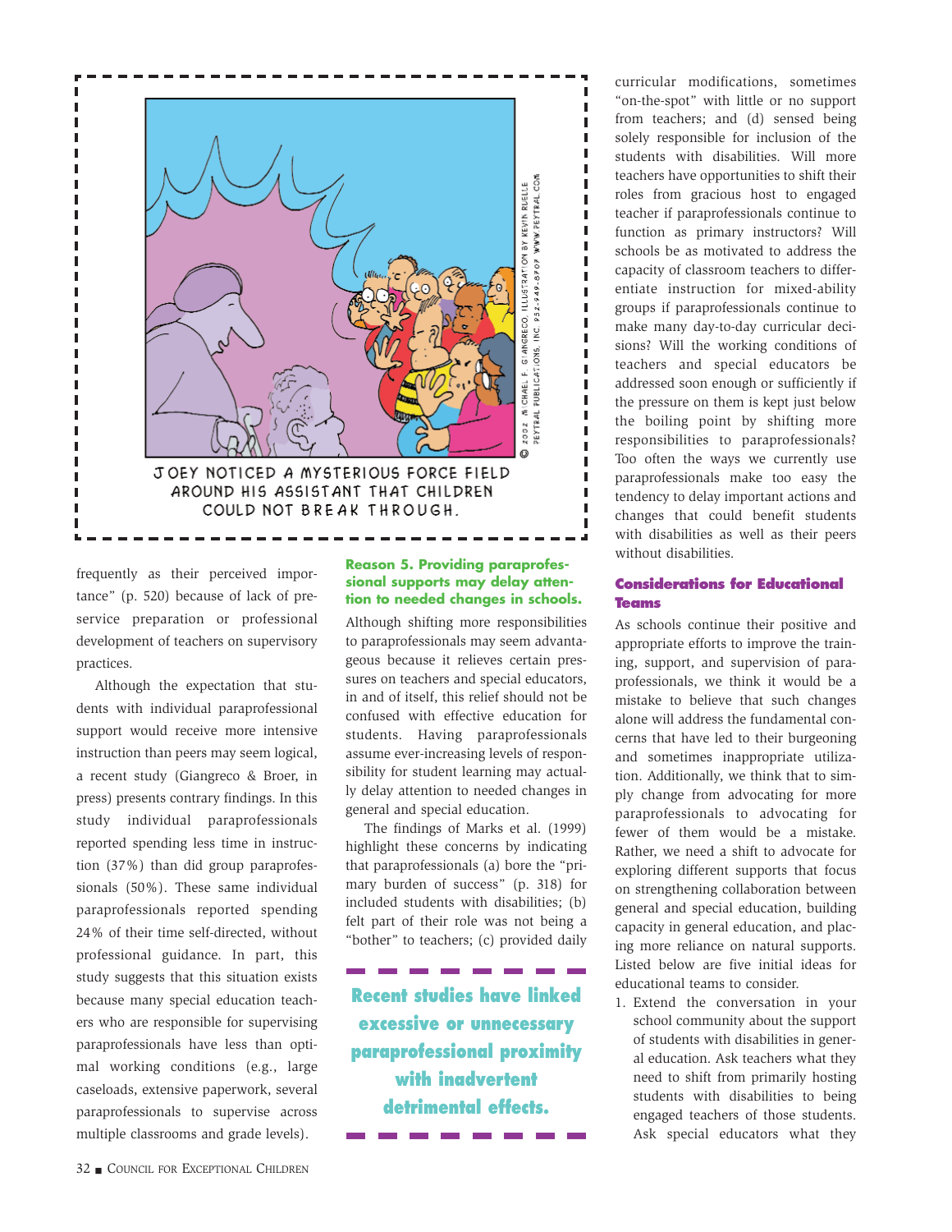JOEY NOTICED A MYSTERIOUS FORCE FIELD AROUND HIS ASSISTANT THAT CHILDREN COULD NOT BREAK THROUGH.

© 2002 MICHAEL F. GIANGRECO, ILLUSTRATION BY KEVIN RUELLE PEYTRAL PUBLICATIONS, INC. 952-949-8707 WWW.PEYTRAL.COM

frequently as their perceived importance" (p. 520) because of lack of preservice preparation or professional development of teachers on supervisory practices.

Although the expectation that students with individual paraprofessional support would receive more intensive instruction than peers may seem logical, a recent study (Giangreco & Broer, in press) presents contrary findings. In this study individual paraprofessionals reported spending less time in instruction (37%) than did group paraprofessionals (50%). These same individual paraprofessionals reported spending 24% of their time self-directed, without professional guidance. In part, this study suggests that this situation exists because many special education teachers who are responsible for supervising paraprofessionals have less than optimal working conditions (e.g., large caseloads, extensive paperwork, several paraprofessionals to supervise across multiple classrooms and grade levels).

**Reason 5. Providing paraprofessional supports may delay attention to needed changes in schools.**

Although shifting more responsibilities to paraprofessionals may seem advantageous because it relieves certain pressures on teachers and special educators, in and of itself, this relief should not be confused with effective education for students. Having paraprofessionals assume ever-increasing levels of responsibility for student learning may actually delay attention to needed changes in general and special education.

The findings of Marks et al. (1999) highlight these concerns by indicating that paraprofessionals (a) bore the "primary burden of success" (p. 318) for included students with disabilities; (b) felt part of their role was not being a "bother" to teachers; (c) provided daily curricular modifications, sometimes "on-the-spot" with little or no support from teachers; and (d) sensed being solely responsible for inclusion of the students with disabilities. Will more teachers have opportunities to shift their roles from gracious host to engaged teacher if paraprofessionals continue to function as primary instructors? Will schools be as motivated to address the capacity of classroom teachers to differentiate instruction for mixed-ability groups if paraprofessionals continue to make many day-to-day curricular decisions? Will the working conditions of teachers and special educators be addressed soon enough or sufficiently if the pressure on them is kept just below the boiling point by shifting more responsibilities to paraprofessionals? Too often the ways we currently use paraprofessionals make too easy the tendency to delay important actions and changes that could benefit students with disabilities as well as their peers without disabilities.

**Recent studies have linked excessive or unnecessary paraprofessional proximity with inadvertent detrimental effects.**

## Considerations for Educational Teams

As schools continue their positive and appropriate efforts to improve the training, support, and supervision of paraprofessionals, we think it would be a mistake to believe that such changes alone will address the fundamental concerns that have led to their burgeoning and sometimes inappropriate utilization. Additionally, we think that to simply change from advocating for more paraprofessionals to advocating for fewer of them would be a mistake. Rather, we need a shift to advocate for exploring different supports that focus on strengthening collaboration between general and special education, building capacity in general education, and placing more reliance on natural supports. Listed below are five initial ideas for educational teams to consider.

1. Extend the conversation in your school community about the support of students with disabilities in general education. Ask teachers what they need to shift from primarily hosting students with disabilities to being engaged teachers of those students. Ask special educators what they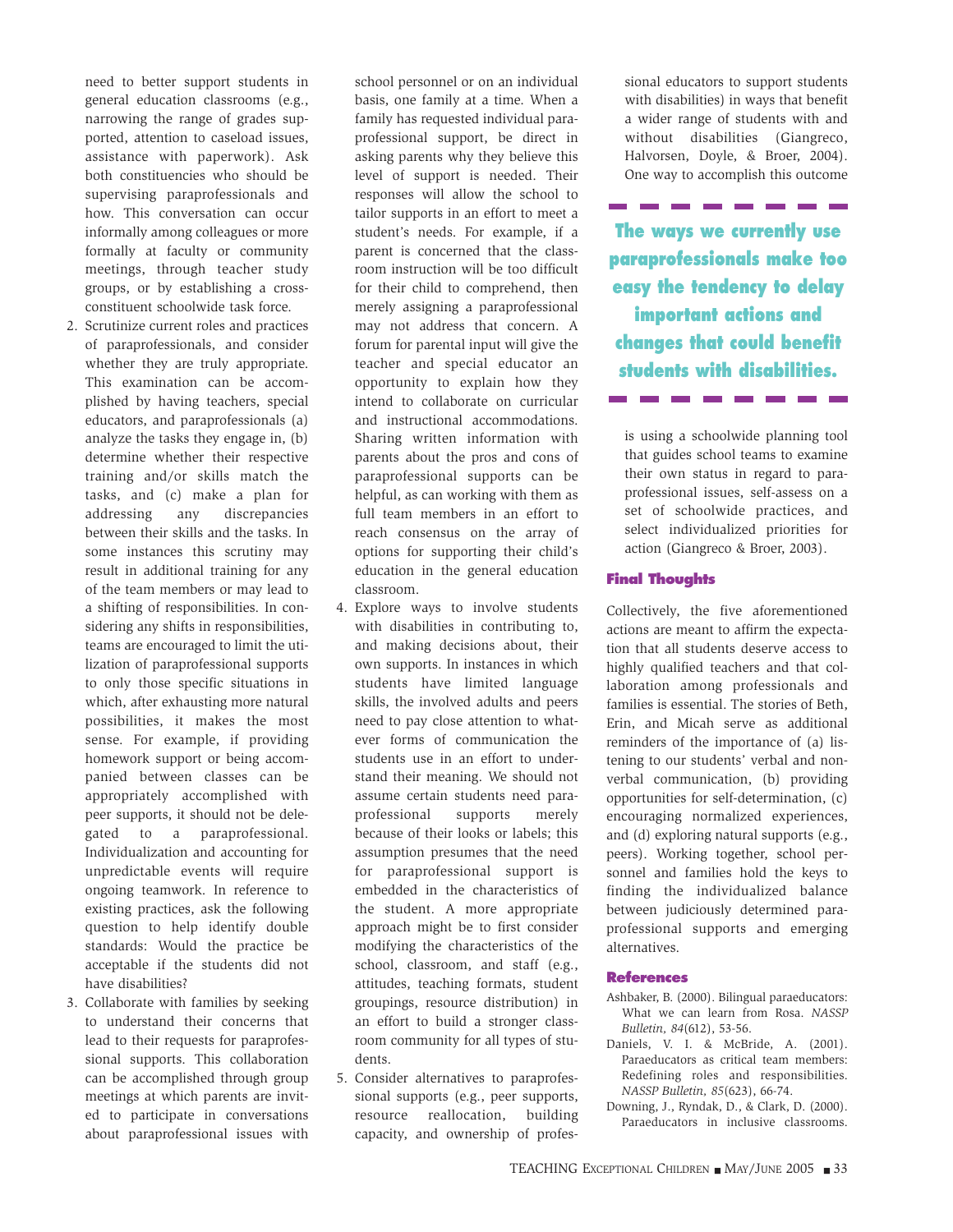need to better support students in general education classrooms (e.g., narrowing the range of grades supported, attention to caseload issues, assistance with paperwork). Ask both constituencies who should be supervising paraprofessionals and how. This conversation can occur informally among colleagues or more formally at faculty or community meetings, through teacher study groups, or by establishing a cross-constituent schoolwide task force.

2. Scrutinize current roles and practices of paraprofessionals, and consider whether they are truly appropriate. This examination can be accomplished by having teachers, special educators, and paraprofessionals (a) analyze the tasks they engage in, (b) determine whether their respective training and/or skills match the tasks, and (c) make a plan for addressing any discrepancies between their skills and the tasks. In some instances this scrutiny may result in additional training for any of the team members or may lead to a shifting of responsibilities. In considering any shifts in responsibilities, teams are encouraged to limit the utilization of paraprofessional supports to only those specific situations in which, after exhausting more natural possibilities, it makes the most sense. For example, if providing homework support or being accompanied between classes can be appropriately accomplished with peer supports, it should not be delegated to a paraprofessional. Individualization and accounting for unpredictable events will require ongoing teamwork. In reference to existing practices, ask the following question to help identify double standards: Would the practice be acceptable if the students did not have disabilities?

3. Collaborate with families by seeking to understand their concerns that lead to their requests for paraprofessional supports. This collaboration can be accomplished through group meetings at which parents are invited to participate in conversations about paraprofessional issues with school personnel or on an individual basis, one family at a time. When a family has requested individual paraprofessional support, be direct in asking parents why they believe this level of support is needed. Their responses will allow the school to tailor supports in an effort to meet a student's needs. For example, if a parent is concerned that the classroom instruction will be too difficult for their child to comprehend, then merely assigning a paraprofessional may not address that concern. A forum for parental input will give the teacher and special educator an opportunity to explain how they intend to collaborate on curricular and instructional accommodations. Sharing written information with parents about the pros and cons of paraprofessional supports can be helpful, as can working with them as full team members in an effort to reach consensus on the array of options for supporting their child's education in the general education classroom.

4. Explore ways to involve students with disabilities in contributing to, and making decisions about, their own supports. In instances in which students have limited language skills, the involved adults and peers need to pay close attention to whatever forms of communication the students use in an effort to understand their meaning. We should not assume certain students need paraprofessional supports merely because of their looks or labels; this assumption presumes that the need for paraprofessional support is embedded in the characteristics of the student. A more appropriate approach might be to first consider modifying the characteristics of the school, classroom, and staff (e.g., attitudes, teaching formats, student groupings, resource distribution) in an effort to build a stronger classroom community for all types of students.

5. Consider alternatives to paraprofessional supports (e.g., peer supports, resource reallocation, building capacity, and ownership of professional educators to support students with disabilities) in ways that benefit a wider range of students with and without disabilities (Giangreco, Halvorsen, Doyle, & Broer, 2004). One way to accomplish this outcome is using a schoolwide planning tool that guides school teams to examine their own status in regard to paraprofessional issues, self-assess on a set of schoolwide practices, and select individualized priorities for action (Giangreco & Broer, 2003).

**The ways we currently use paraprofessionals make too easy the tendency to delay important actions and changes that could benefit students with disabilities.**

### Final Thoughts

Collectively, the five aforementioned actions are meant to affirm the expectation that all students deserve access to highly qualified teachers and that collaboration among professionals and families is essential. The stories of Beth, Erin, and Micah serve as additional reminders of the importance of (a) listening to our students' verbal and nonverbal communication, (b) providing opportunities for self-determination, (c) encouraging normalized experiences, and (d) exploring natural supports (e.g., peers). Working together, school personnel and families hold the keys to finding the individualized balance between judiciously determined paraprofessional supports and emerging alternatives.

### References

Ashbaker, B. (2000). Bilingual paraeducators: What we can learn from Rosa. *NASSP Bulletin, 84*(612), 53-56.

Daniels, V. I. & McBride, A. (2001). Paraeducators as critical team members: Redefining roles and responsibilities. *NASSP Bulletin, 85*(623), 66-74.

Downing, J., Ryndak, D., & Clark, D. (2000). Paraeducators in inclusive classrooms.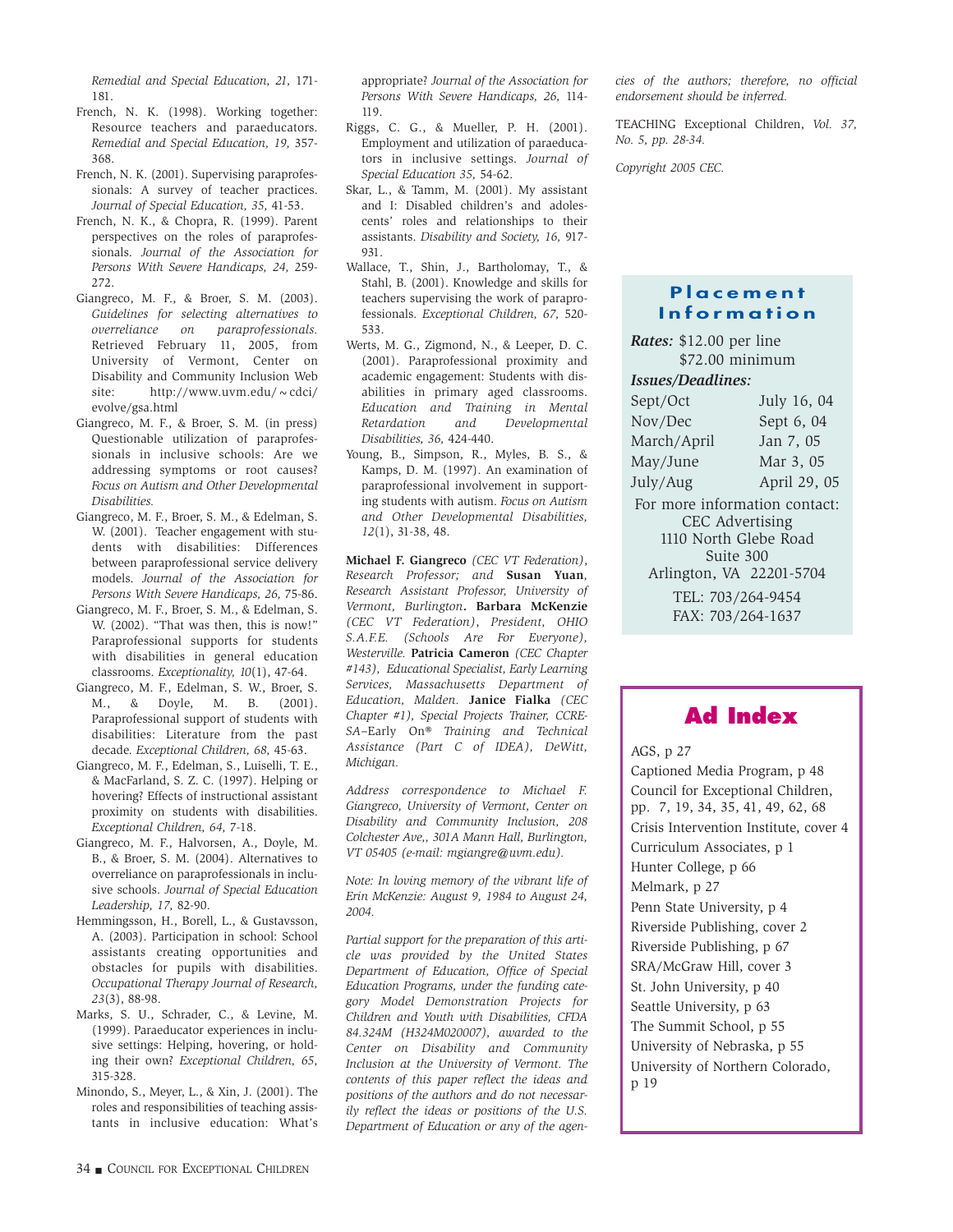*Remedial and Special Education, 21*, 171-181.

French, N. K. (1998). Working together: Resource teachers and paraeducators. *Remedial and Special Education, 19*, 357-368.

French, N. K. (2001). Supervising paraprofessionals: A survey of teacher practices. *Journal of Special Education, 35*, 41-53.

French, N. K., & Chopra, R. (1999). Parent perspectives on the roles of paraprofessionals. *Journal of the Association for Persons With Severe Handicaps, 24*, 259-272.

Giangreco, M. F., & Broer, S. M. (2003). *Guidelines for selecting alternatives to overreliance on paraprofessionals.* Retrieved February 11, 2005, from University of Vermont, Center on Disability and Community Inclusion Web site: http://www.uvm.edu/~cdci/evolve/gsa.html

Giangreco, M. F., & Broer, S. M. (in press) Questionable utilization of paraprofessionals in inclusive schools: Are we addressing symptoms or root causes? *Focus on Autism and Other Developmental Disabilities.*

Giangreco, M. F., Broer, S. M., & Edelman, S. W. (2001). Teacher engagement with students with disabilities: Differences between paraprofessional service delivery models. *Journal of the Association for Persons With Severe Handicaps, 26*, 75-86.

Giangreco, M. F., Broer, S. M., & Edelman, S. W. (2002). "That was then, this is now!" Paraprofessional supports for students with disabilities in general education classrooms. *Exceptionality, 10*(1), 47-64.

Giangreco, M. F., Edelman, S. W., Broer, S. M., & Doyle, M. B. (2001). Paraprofessional support of students with disabilities: Literature from the past decade. *Exceptional Children, 68*, 45-63.

Giangreco, M. F., Edelman, S., Luiselli, T. E., & MacFarland, S. Z. C. (1997). Helping or hovering? Effects of instructional assistant proximity on students with disabilities. *Exceptional Children, 64*, 7-18.

Giangreco, M. F., Halvorsen, A., Doyle, M. B., & Broer, S. M. (2004). Alternatives to overreliance on paraprofessionals in inclusive schools. *Journal of Special Education Leadership, 17*, 82-90.

Hemmingsson, H., Borell, L., & Gustavsson, A. (2003). Participation in school: School assistants creating opportunities and obstacles for pupils with disabilities. *Occupational Therapy Journal of Research, 23*(3), 88-98.

Marks, S. U., Schrader, C., & Levine, M. (1999). Paraeducator experiences in inclusive settings: Helping, hovering, or holding their own? *Exceptional Children, 65*, 315-328.

Minondo, S., Meyer, L., & Xin, J. (2001). The roles and responsibilities of teaching assistants in inclusive education: What's appropriate? *Journal of the Association for Persons With Severe Handicaps, 26*, 114-119.

Riggs, C. G., & Mueller, P. H. (2001). Employment and utilization of paraeducators in inclusive settings. *Journal of Special Education 35*, 54-62.

Skar, L., & Tamm, M. (2001). My assistant and I: Disabled children's and adolescents' roles and relationships to their assistants. *Disability and Society, 16*, 917-931.

Wallace, T., Shin, J., Bartholomay, T., & Stahl, B. (2001). Knowledge and skills for teachers supervising the work of paraprofessionals. *Exceptional Children, 67*, 520-533.

Werts, M. G., Zigmond, N., & Leeper, D. C. (2001). Paraprofessional proximity and academic engagement: Students with disabilities in primary aged classrooms. *Education and Training in Mental Retardation and Developmental Disabilities, 36*, 424-440.

Young, B., Simpson, R., Myles, B. S., & Kamps, D. M. (1997). An examination of paraprofessional involvement in supporting students with autism. *Focus on Autism and Other Developmental Disabilities, 12*(1), 31-38, 48.

**Michael F. Giangreco** *(CEC VT Federation), Research Professor; and* **Susan Yuan**, *Research Assistant Professor, University of Vermont, Burlington*. **Barbara McKenzie** *(CEC VT Federation), President, OHIO S.A.F.E. (Schools Are For Everyone), Westerville.* **Patricia Cameron** *(CEC Chapter #143), Educational Specialist, Early Learning Services, Massachusetts Department of Education, Malden.* **Janice Fialka** *(CEC Chapter #1), Special Projects Trainer, CCRE-SA–Early On® Training and Technical Assistance (Part C of IDEA), DeWitt, Michigan.*

*Address correspondence to Michael F. Giangreco, University of Vermont, Center on Disability and Community Inclusion, 208 Colchester Ave,, 301A Mann Hall, Burlington, VT 05405 (e-mail: mgiangre@uvm.edu).*

*Note: In loving memory of the vibrant life of Erin McKenzie: August 9, 1984 to August 24, 2004.*

*Partial support for the preparation of this article was provided by the United States Department of Education, Office of Special Education Programs, under the funding category Model Demonstration Projects for Children and Youth with Disabilities, CFDA 84.324M (H324M020007), awarded to the Center on Disability and Community Inclusion at the University of Vermont. The contents of this paper reflect the ideas and positions of the authors and do not necessarily reflect the ideas or positions of the U.S. Department of Education or any of the agencies of the authors; therefore, no official endorsement should be inferred.*

TEACHING Exceptional Children, *Vol. 37, No. 5, pp. 28-34.*

*Copyright 2005 CEC.*

## Placement Information

***Rates:*** $12.00 per line
$72.00 minimum

***Issues/Deadlines:***

| | |
|---|---|
| Sept/Oct | July 16, 04 |
| Nov/Dec | Sept 6, 04 |
| March/April | Jan 7, 05 |
| May/June | Mar 3, 05 |
| July/Aug | April 29, 05 |

For more information contact:
CEC Advertising
1110 North Glebe Road
Suite 300
Arlington, VA 22201-5704

TEL: 703/264-9454
FAX: 703/264-1637

## Ad Index

AGS, p 27
Captioned Media Program, p 48
Council for Exceptional Children, pp. 7, 19, 34, 35, 41, 49, 62, 68
Crisis Intervention Institute, cover 4
Curriculum Associates, p 1
Hunter College, p 66
Melmark, p 27
Penn State University, p 4
Riverside Publishing, cover 2
Riverside Publishing, p 67
SRA/McGraw Hill, cover 3
St. John University, p 40
Seattle University, p 63
The Summit School, p 55
University of Nebraska, p 55
University of Northern Colorado, p 19